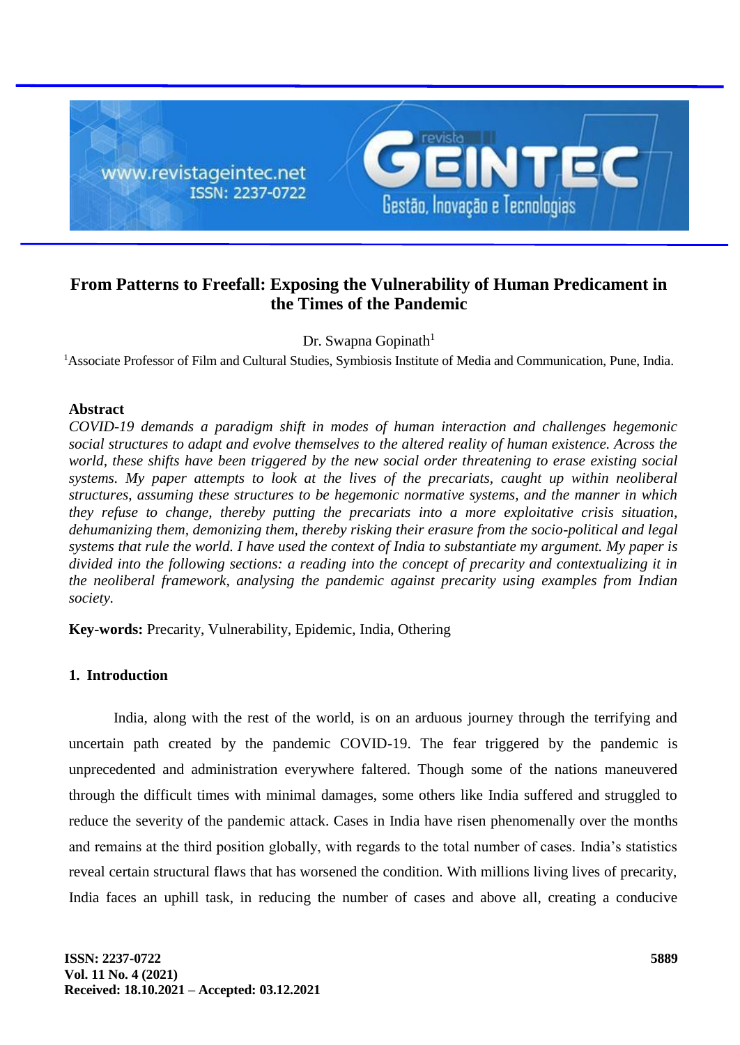# From Patterns to Freefall: Exposing the Vulnerability of Human Predicament in the Times of the Pandemic

Dr. Swapna Gopinath[1]

[1]Associate Professor of Film and Cultural Studies, Symbiosis Institute of Media and Communication, Pune, India.

## Abstract

*COVID-19 demands a paradigm shift in modes of human interaction and challenges hegemonic social structures to adapt and evolve themselves to the altered reality of human existence. Across the world, these shifts have been triggered by the new social order threatening to erase existing social systems. My paper attempts to look at the lives of the precariats, caught up within neoliberal structures, assuming these structures to be hegemonic normative systems, and the manner in which they refuse to change, thereby putting the precariats into a more exploitative crisis situation, dehumanizing them, demonizing them, thereby risking their erasure from the socio-political and legal systems that rule the world. I have used the context of India to substantiate my argument. My paper is divided into the following sections: a reading into the concept of precarity and contextualizing it in the neoliberal framework, analysing the pandemic against precarity using examples from Indian society.*

**Key-words:** Precarity, Vulnerability, Epidemic, India, Othering

## 1. Introduction

India, along with the rest of the world, is on an arduous journey through the terrifying and uncertain path created by the pandemic COVID-19. The fear triggered by the pandemic is unprecedented and administration everywhere faltered. Though some of the nations maneuvered through the difficult times with minimal damages, some others like India suffered and struggled to reduce the severity of the pandemic attack. Cases in India have risen phenomenally over the months and remains at the third position globally, with regards to the total number of cases. India's statistics reveal certain structural flaws that has worsened the condition. With millions living lives of precarity, India faces an uphill task, in reducing the number of cases and above all, creating a conducive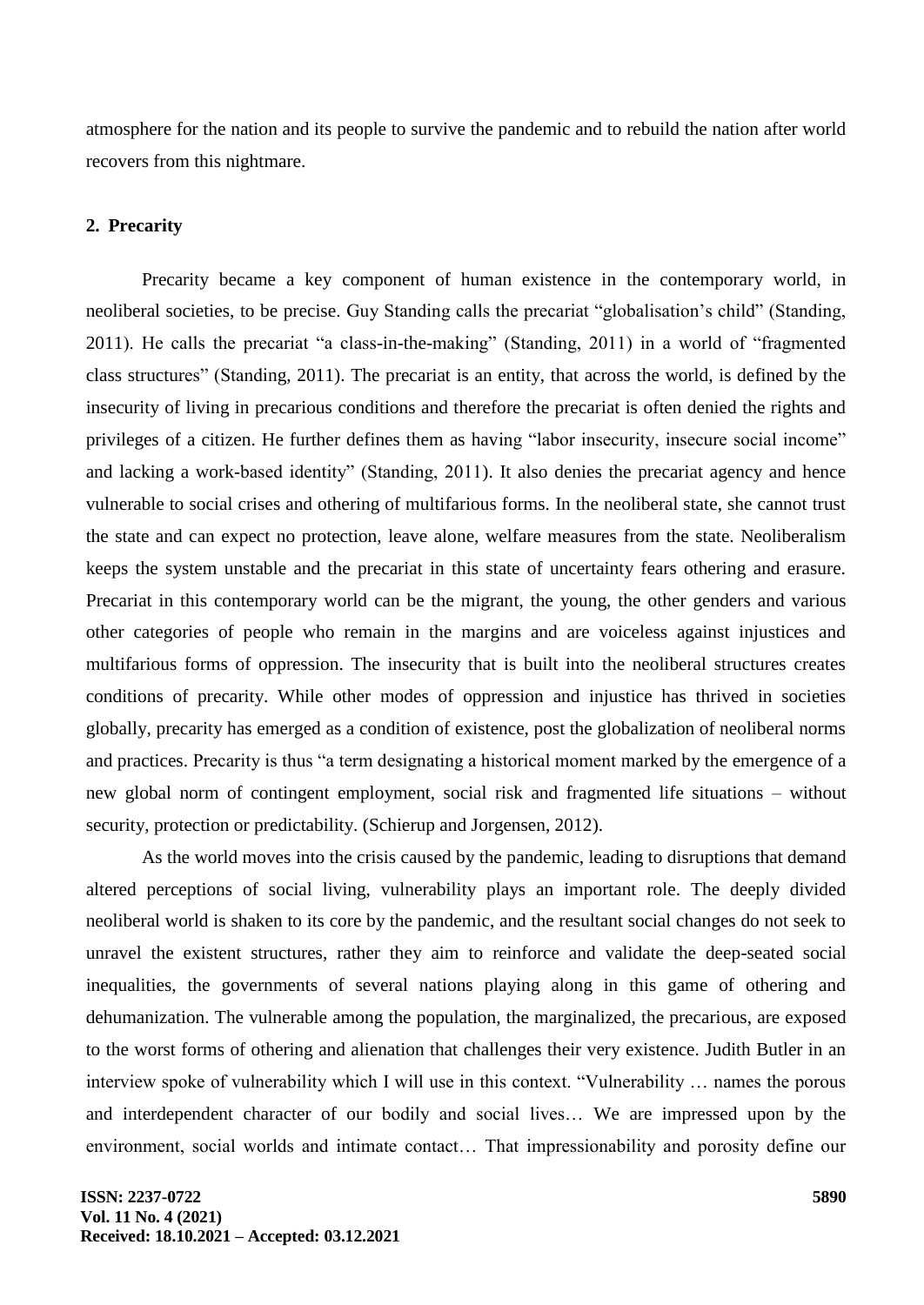atmosphere for the nation and its people to survive the pandemic and to rebuild the nation after world recovers from this nightmare.

## 2. Precarity

Precarity became a key component of human existence in the contemporary world, in neoliberal societies, to be precise. Guy Standing calls the precariat "globalisation's child" (Standing, 2011). He calls the precariat "a class-in-the-making" (Standing, 2011) in a world of "fragmented class structures" (Standing, 2011). The precariat is an entity, that across the world, is defined by the insecurity of living in precarious conditions and therefore the precariat is often denied the rights and privileges of a citizen. He further defines them as having "labor insecurity, insecure social income" and lacking a work-based identity" (Standing, 2011). It also denies the precariat agency and hence vulnerable to social crises and othering of multifarious forms. In the neoliberal state, she cannot trust the state and can expect no protection, leave alone, welfare measures from the state. Neoliberalism keeps the system unstable and the precariat in this state of uncertainty fears othering and erasure. Precariat in this contemporary world can be the migrant, the young, the other genders and various other categories of people who remain in the margins and are voiceless against injustices and multifarious forms of oppression. The insecurity that is built into the neoliberal structures creates conditions of precarity. While other modes of oppression and injustice has thrived in societies globally, precarity has emerged as a condition of existence, post the globalization of neoliberal norms and practices. Precarity is thus "a term designating a historical moment marked by the emergence of a new global norm of contingent employment, social risk and fragmented life situations – without security, protection or predictability. (Schierup and Jorgensen, 2012).

As the world moves into the crisis caused by the pandemic, leading to disruptions that demand altered perceptions of social living, vulnerability plays an important role. The deeply divided neoliberal world is shaken to its core by the pandemic, and the resultant social changes do not seek to unravel the existent structures, rather they aim to reinforce and validate the deep-seated social inequalities, the governments of several nations playing along in this game of othering and dehumanization. The vulnerable among the population, the marginalized, the precarious, are exposed to the worst forms of othering and alienation that challenges their very existence. Judith Butler in an interview spoke of vulnerability which I will use in this context. "Vulnerability … names the porous and interdependent character of our bodily and social lives… We are impressed upon by the environment, social worlds and intimate contact… That impressionability and porosity define our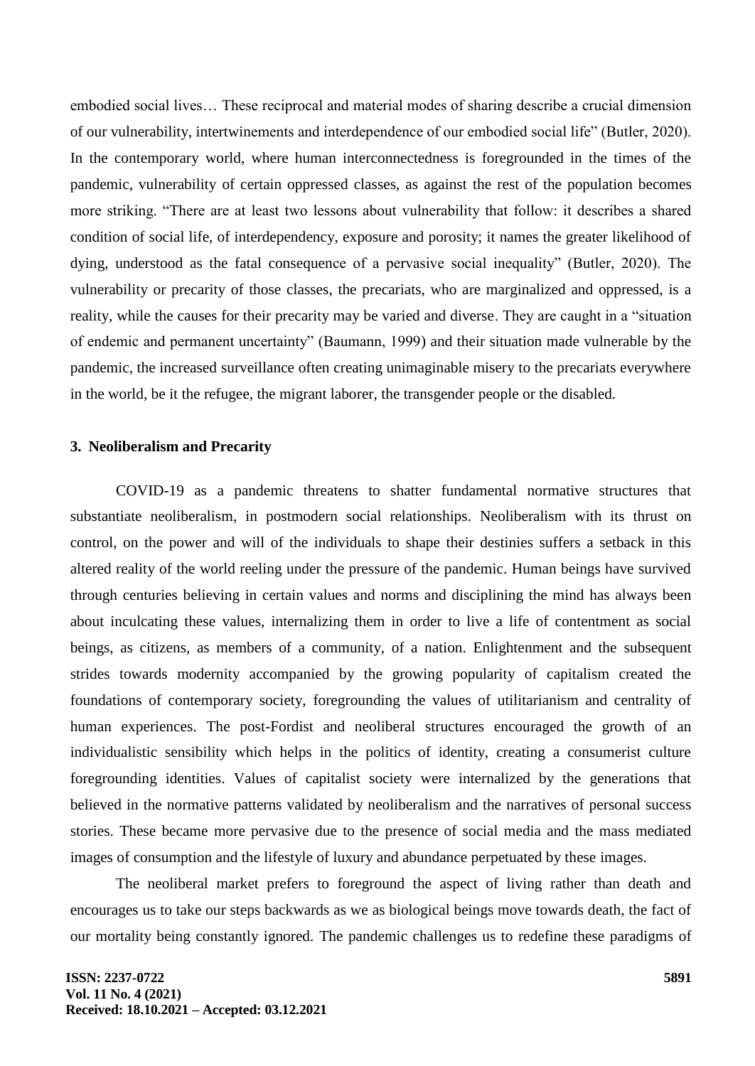embodied social lives… These reciprocal and material modes of sharing describe a crucial dimension of our vulnerability, intertwinements and interdependence of our embodied social life" (Butler, 2020). In the contemporary world, where human interconnectedness is foregrounded in the times of the pandemic, vulnerability of certain oppressed classes, as against the rest of the population becomes more striking. "There are at least two lessons about vulnerability that follow: it describes a shared condition of social life, of interdependency, exposure and porosity; it names the greater likelihood of dying, understood as the fatal consequence of a pervasive social inequality" (Butler, 2020). The vulnerability or precarity of those classes, the precariats, who are marginalized and oppressed, is a reality, while the causes for their precarity may be varied and diverse. They are caught in a "situation of endemic and permanent uncertainty" (Baumann, 1999) and their situation made vulnerable by the pandemic, the increased surveillance often creating unimaginable misery to the precariats everywhere in the world, be it the refugee, the migrant laborer, the transgender people or the disabled.

## 3. Neoliberalism and Precarity

COVID-19 as a pandemic threatens to shatter fundamental normative structures that substantiate neoliberalism, in postmodern social relationships. Neoliberalism with its thrust on control, on the power and will of the individuals to shape their destinies suffers a setback in this altered reality of the world reeling under the pressure of the pandemic. Human beings have survived through centuries believing in certain values and norms and disciplining the mind has always been about inculcating these values, internalizing them in order to live a life of contentment as social beings, as citizens, as members of a community, of a nation. Enlightenment and the subsequent strides towards modernity accompanied by the growing popularity of capitalism created the foundations of contemporary society, foregrounding the values of utilitarianism and centrality of human experiences. The post-Fordist and neoliberal structures encouraged the growth of an individualistic sensibility which helps in the politics of identity, creating a consumerist culture foregrounding identities. Values of capitalist society were internalized by the generations that believed in the normative patterns validated by neoliberalism and the narratives of personal success stories. These became more pervasive due to the presence of social media and the mass mediated images of consumption and the lifestyle of luxury and abundance perpetuated by these images.

The neoliberal market prefers to foreground the aspect of living rather than death and encourages us to take our steps backwards as we as biological beings move towards death, the fact of our mortality being constantly ignored. The pandemic challenges us to redefine these paradigms of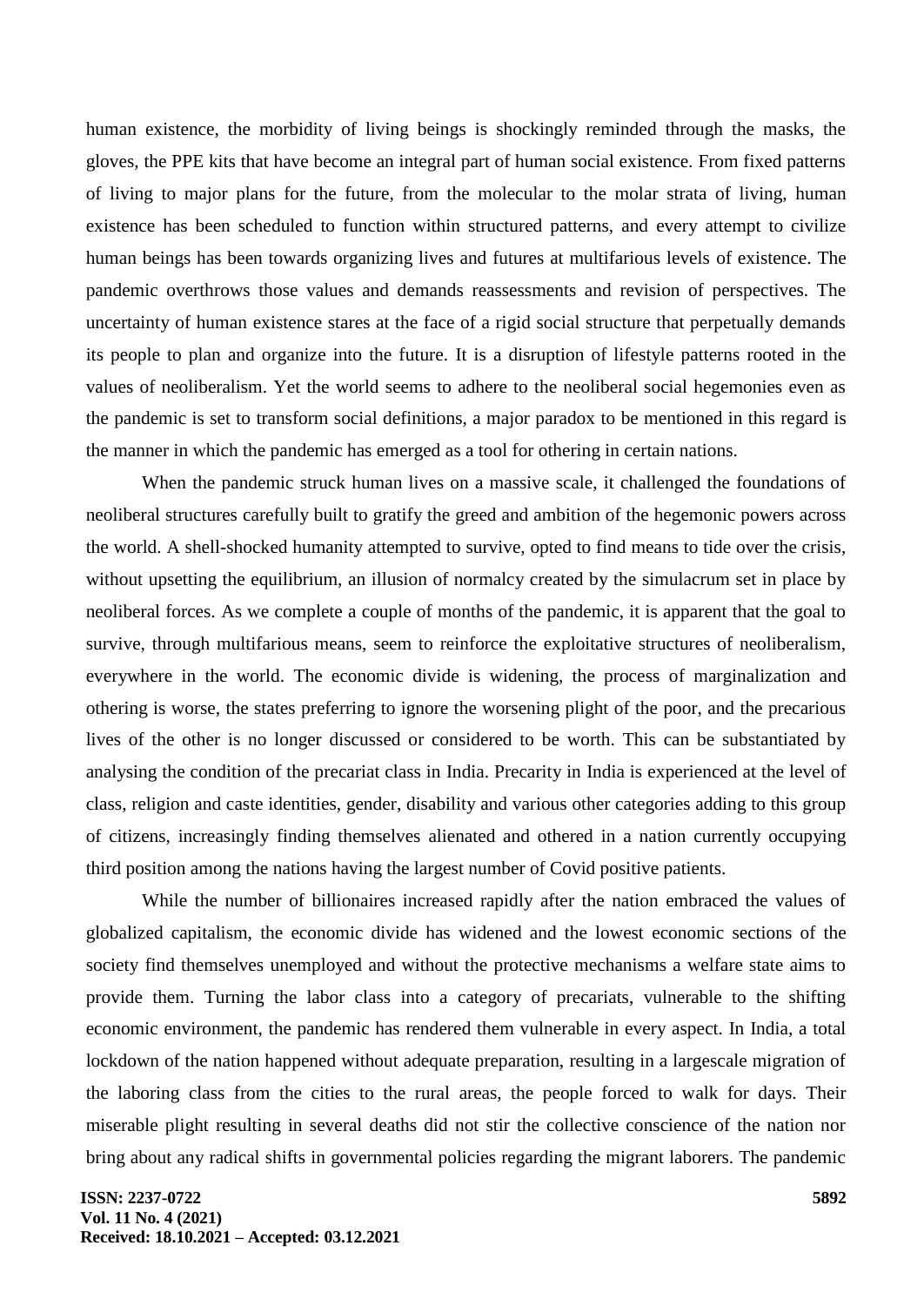human existence, the morbidity of living beings is shockingly reminded through the masks, the gloves, the PPE kits that have become an integral part of human social existence. From fixed patterns of living to major plans for the future, from the molecular to the molar strata of living, human existence has been scheduled to function within structured patterns, and every attempt to civilize human beings has been towards organizing lives and futures at multifarious levels of existence. The pandemic overthrows those values and demands reassessments and revision of perspectives. The uncertainty of human existence stares at the face of a rigid social structure that perpetually demands its people to plan and organize into the future. It is a disruption of lifestyle patterns rooted in the values of neoliberalism. Yet the world seems to adhere to the neoliberal social hegemonies even as the pandemic is set to transform social definitions, a major paradox to be mentioned in this regard is the manner in which the pandemic has emerged as a tool for othering in certain nations.

When the pandemic struck human lives on a massive scale, it challenged the foundations of neoliberal structures carefully built to gratify the greed and ambition of the hegemonic powers across the world. A shell-shocked humanity attempted to survive, opted to find means to tide over the crisis, without upsetting the equilibrium, an illusion of normalcy created by the simulacrum set in place by neoliberal forces. As we complete a couple of months of the pandemic, it is apparent that the goal to survive, through multifarious means, seem to reinforce the exploitative structures of neoliberalism, everywhere in the world. The economic divide is widening, the process of marginalization and othering is worse, the states preferring to ignore the worsening plight of the poor, and the precarious lives of the other is no longer discussed or considered to be worth. This can be substantiated by analysing the condition of the precariat class in India. Precarity in India is experienced at the level of class, religion and caste identities, gender, disability and various other categories adding to this group of citizens, increasingly finding themselves alienated and othered in a nation currently occupying third position among the nations having the largest number of Covid positive patients.

While the number of billionaires increased rapidly after the nation embraced the values of globalized capitalism, the economic divide has widened and the lowest economic sections of the society find themselves unemployed and without the protective mechanisms a welfare state aims to provide them. Turning the labor class into a category of precariats, vulnerable to the shifting economic environment, the pandemic has rendered them vulnerable in every aspect. In India, a total lockdown of the nation happened without adequate preparation, resulting in a largescale migration of the laboring class from the cities to the rural areas, the people forced to walk for days. Their miserable plight resulting in several deaths did not stir the collective conscience of the nation nor bring about any radical shifts in governmental policies regarding the migrant laborers. The pandemic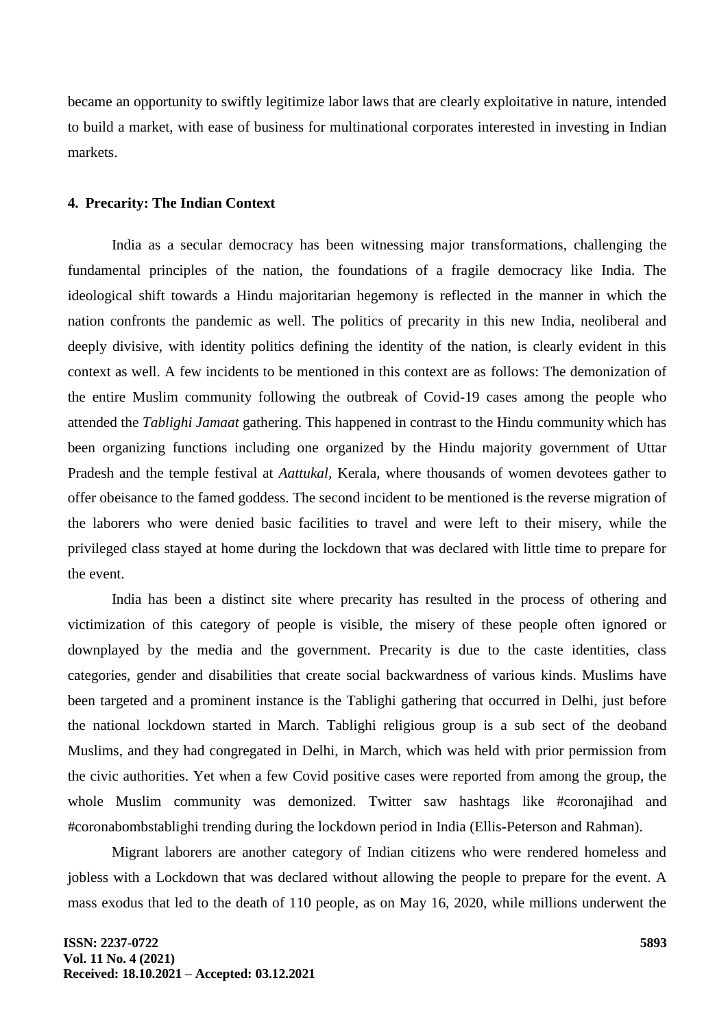became an opportunity to swiftly legitimize labor laws that are clearly exploitative in nature, intended to build a market, with ease of business for multinational corporates interested in investing in Indian markets.

#### 4. Precarity: The Indian Context

India as a secular democracy has been witnessing major transformations, challenging the fundamental principles of the nation, the foundations of a fragile democracy like India. The ideological shift towards a Hindu majoritarian hegemony is reflected in the manner in which the nation confronts the pandemic as well. The politics of precarity in this new India, neoliberal and deeply divisive, with identity politics defining the identity of the nation, is clearly evident in this context as well. A few incidents to be mentioned in this context are as follows: The demonization of the entire Muslim community following the outbreak of Covid-19 cases among the people who attended the *Tablighi Jamaat* gathering. This happened in contrast to the Hindu community which has been organizing functions including one organized by the Hindu majority government of Uttar Pradesh and the temple festival at *Aattukal*, Kerala, where thousands of women devotees gather to offer obeisance to the famed goddess. The second incident to be mentioned is the reverse migration of the laborers who were denied basic facilities to travel and were left to their misery, while the privileged class stayed at home during the lockdown that was declared with little time to prepare for the event.

India has been a distinct site where precarity has resulted in the process of othering and victimization of this category of people is visible, the misery of these people often ignored or downplayed by the media and the government. Precarity is due to the caste identities, class categories, gender and disabilities that create social backwardness of various kinds. Muslims have been targeted and a prominent instance is the Tablighi gathering that occurred in Delhi, just before the national lockdown started in March. Tablighi religious group is a sub sect of the deoband Muslims, and they had congregated in Delhi, in March, which was held with prior permission from the civic authorities. Yet when a few Covid positive cases were reported from among the group, the whole Muslim community was demonized. Twitter saw hashtags like #coronajihad and #coronabombstablighi trending during the lockdown period in India (Ellis-Peterson and Rahman).

Migrant laborers are another category of Indian citizens who were rendered homeless and jobless with a Lockdown that was declared without allowing the people to prepare for the event. A mass exodus that led to the death of 110 people, as on May 16, 2020, while millions underwent the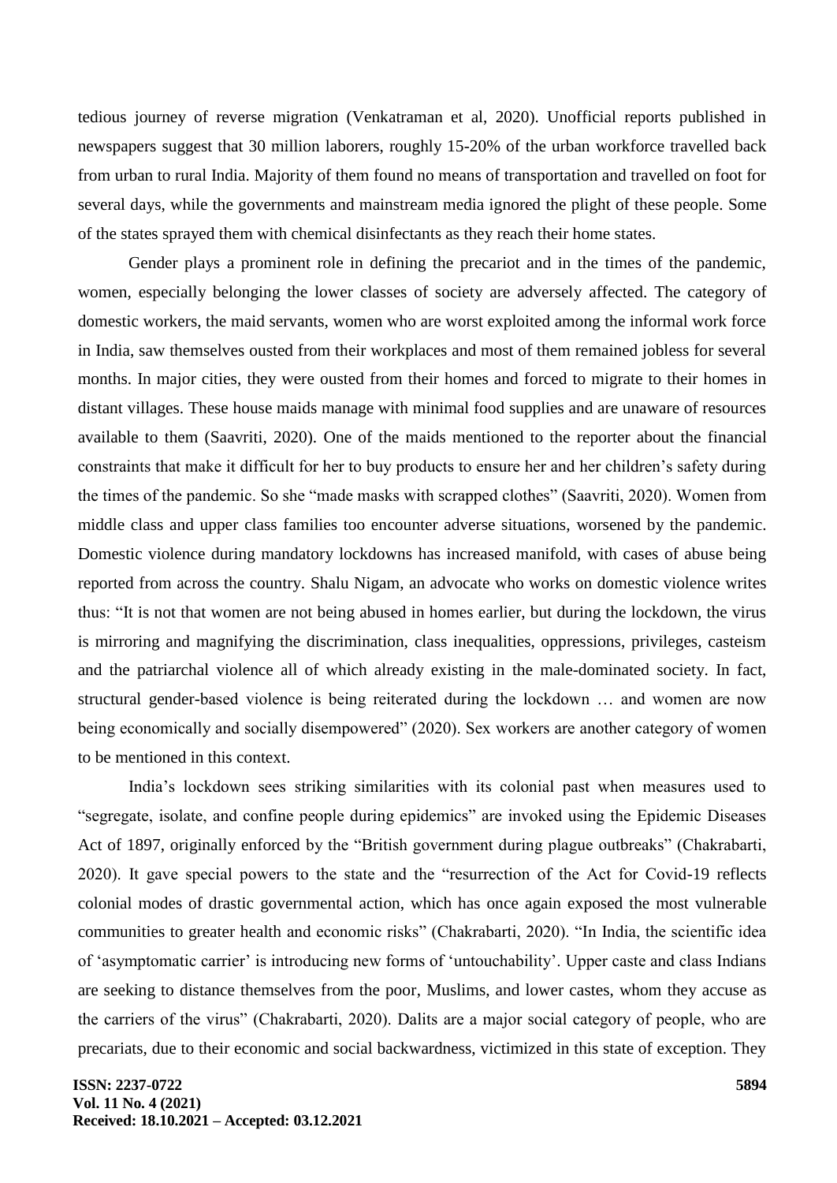tedious journey of reverse migration (Venkatraman et al, 2020). Unofficial reports published in newspapers suggest that 30 million laborers, roughly 15-20% of the urban workforce travelled back from urban to rural India. Majority of them found no means of transportation and travelled on foot for several days, while the governments and mainstream media ignored the plight of these people. Some of the states sprayed them with chemical disinfectants as they reach their home states.

Gender plays a prominent role in defining the precariot and in the times of the pandemic, women, especially belonging the lower classes of society are adversely affected. The category of domestic workers, the maid servants, women who are worst exploited among the informal work force in India, saw themselves ousted from their workplaces and most of them remained jobless for several months. In major cities, they were ousted from their homes and forced to migrate to their homes in distant villages. These house maids manage with minimal food supplies and are unaware of resources available to them (Saavriti, 2020). One of the maids mentioned to the reporter about the financial constraints that make it difficult for her to buy products to ensure her and her children's safety during the times of the pandemic. So she "made masks with scrapped clothes" (Saavriti, 2020). Women from middle class and upper class families too encounter adverse situations, worsened by the pandemic. Domestic violence during mandatory lockdowns has increased manifold, with cases of abuse being reported from across the country. Shalu Nigam, an advocate who works on domestic violence writes thus: "It is not that women are not being abused in homes earlier, but during the lockdown, the virus is mirroring and magnifying the discrimination, class inequalities, oppressions, privileges, casteism and the patriarchal violence all of which already existing in the male-dominated society. In fact, structural gender-based violence is being reiterated during the lockdown … and women are now being economically and socially disempowered" (2020). Sex workers are another category of women to be mentioned in this context.

India's lockdown sees striking similarities with its colonial past when measures used to "segregate, isolate, and confine people during epidemics" are invoked using the Epidemic Diseases Act of 1897, originally enforced by the "British government during plague outbreaks" (Chakrabarti, 2020). It gave special powers to the state and the "resurrection of the Act for Covid-19 reflects colonial modes of drastic governmental action, which has once again exposed the most vulnerable communities to greater health and economic risks" (Chakrabarti, 2020). "In India, the scientific idea of 'asymptomatic carrier' is introducing new forms of 'untouchability'. Upper caste and class Indians are seeking to distance themselves from the poor, Muslims, and lower castes, whom they accuse as the carriers of the virus" (Chakrabarti, 2020). Dalits are a major social category of people, who are precariats, due to their economic and social backwardness, victimized in this state of exception. They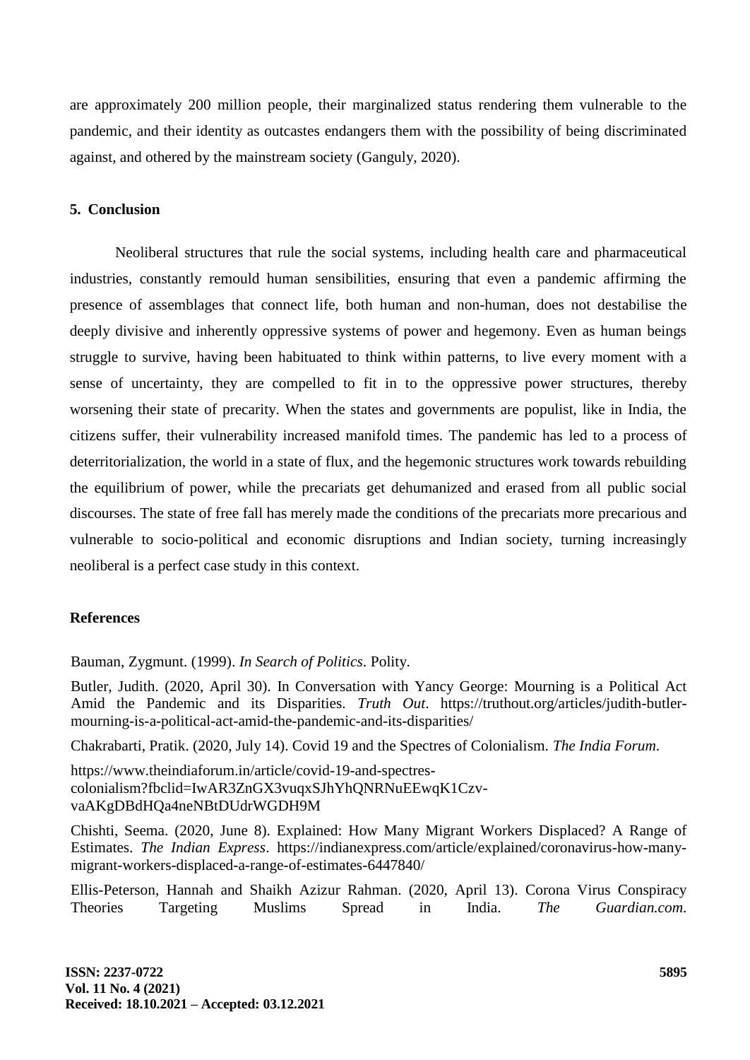are approximately 200 million people, their marginalized status rendering them vulnerable to the pandemic, and their identity as outcastes endangers them with the possibility of being discriminated against, and othered by the mainstream society (Ganguly, 2020).

## 5. Conclusion

Neoliberal structures that rule the social systems, including health care and pharmaceutical industries, constantly remould human sensibilities, ensuring that even a pandemic affirming the presence of assemblages that connect life, both human and non-human, does not destabilise the deeply divisive and inherently oppressive systems of power and hegemony. Even as human beings struggle to survive, having been habituated to think within patterns, to live every moment with a sense of uncertainty, they are compelled to fit in to the oppressive power structures, thereby worsening their state of precarity. When the states and governments are populist, like in India, the citizens suffer, their vulnerability increased manifold times. The pandemic has led to a process of deterritorialization, the world in a state of flux, and the hegemonic structures work towards rebuilding the equilibrium of power, while the precariats get dehumanized and erased from all public social discourses. The state of free fall has merely made the conditions of the precariats more precarious and vulnerable to socio-political and economic disruptions and Indian society, turning increasingly neoliberal is a perfect case study in this context.

## References

Bauman, Zygmunt. (1999). *In Search of Politics*. Polity.

Butler, Judith. (2020, April 30). In Conversation with Yancy George: Mourning is a Political Act Amid the Pandemic and its Disparities. *Truth Out*. https://truthout.org/articles/judith-butler-mourning-is-a-political-act-amid-the-pandemic-and-its-disparities/

Chakrabarti, Pratik. (2020, July 14). Covid 19 and the Spectres of Colonialism. *The India Forum*.

https://www.theindiaforum.in/article/covid-19-and-spectres-colonialism?fbclid=IwAR3ZnGX3vuqxSJhYhQNRNuEEwqK1Czv-vaAKgDBdHQa4neNBtDUdrWGDH9M

Chishti, Seema. (2020, June 8). Explained: How Many Migrant Workers Displaced? A Range of Estimates. *The Indian Express*. https://indianexpress.com/article/explained/coronavirus-how-many-migrant-workers-displaced-a-range-of-estimates-6447840/

Ellis-Peterson, Hannah and Shaikh Azizur Rahman. (2020, April 13). Corona Virus Conspiracy Theories Targeting Muslims Spread in India. *The Guardian.com*.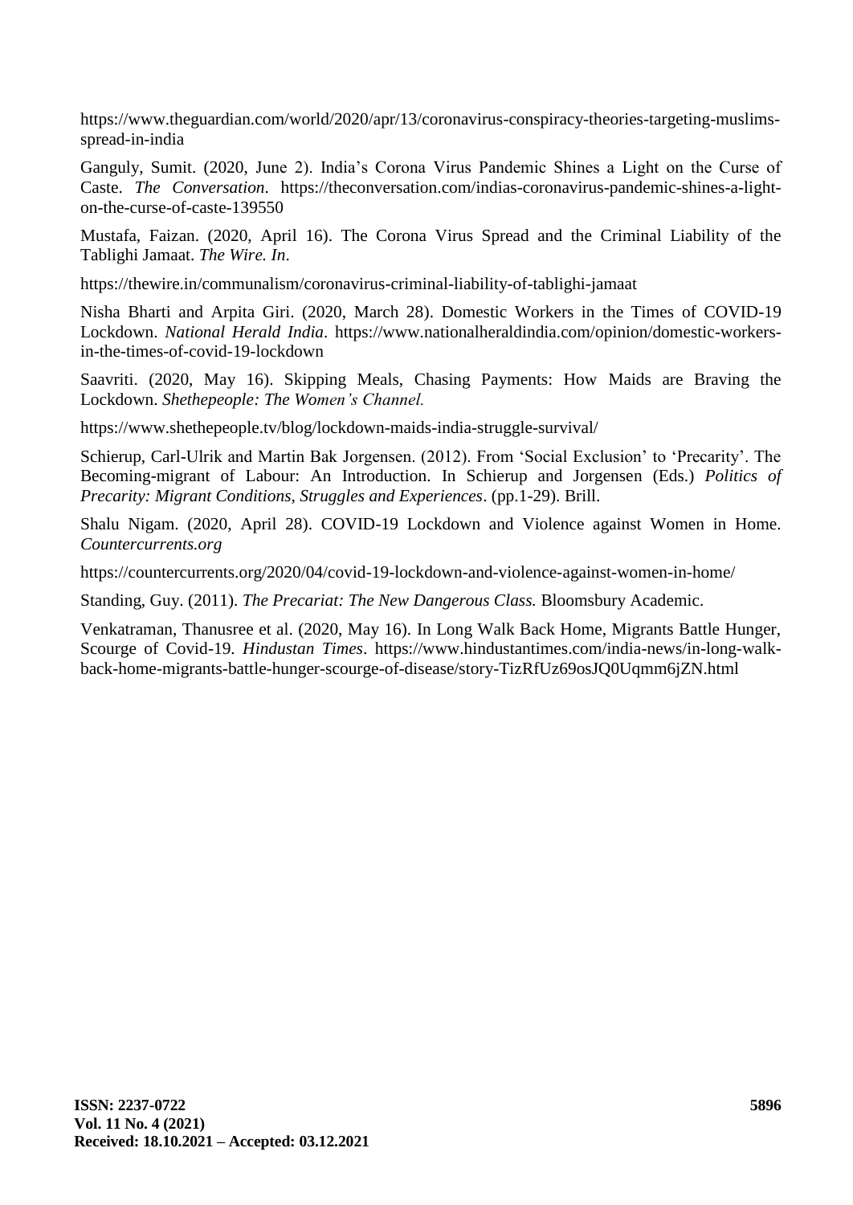https://www.theguardian.com/world/2020/apr/13/coronavirus-conspiracy-theories-targeting-muslims-spread-in-india

Ganguly, Sumit. (2020, June 2). India's Corona Virus Pandemic Shines a Light on the Curse of Caste. *The Conversation*. https://theconversation.com/indias-coronavirus-pandemic-shines-a-light-on-the-curse-of-caste-139550

Mustafa, Faizan. (2020, April 16). The Corona Virus Spread and the Criminal Liability of the Tablighi Jamaat. *The Wire. In*.

https://thewire.in/communalism/coronavirus-criminal-liability-of-tablighi-jamaat

Nisha Bharti and Arpita Giri. (2020, March 28). Domestic Workers in the Times of COVID-19 Lockdown. *National Herald India*. https://www.nationalheraldindia.com/opinion/domestic-workers-in-the-times-of-covid-19-lockdown

Saavriti. (2020, May 16). Skipping Meals, Chasing Payments: How Maids are Braving the Lockdown. *Shethepeople: The Women's Channel.*

https://www.shethepeople.tv/blog/lockdown-maids-india-struggle-survival/

Schierup, Carl-Ulrik and Martin Bak Jorgensen. (2012). From 'Social Exclusion' to 'Precarity'. The Becoming-migrant of Labour: An Introduction. In Schierup and Jorgensen (Eds.) *Politics of Precarity: Migrant Conditions, Struggles and Experiences*. (pp.1-29). Brill.

Shalu Nigam. (2020, April 28). COVID-19 Lockdown and Violence against Women in Home. *Countercurrents.org*

https://countercurrents.org/2020/04/covid-19-lockdown-and-violence-against-women-in-home/

Standing, Guy. (2011). *The Precariat: The New Dangerous Class.* Bloomsbury Academic.

Venkatraman, Thanusree et al. (2020, May 16). In Long Walk Back Home, Migrants Battle Hunger, Scourge of Covid-19. *Hindustan Times*. https://www.hindustantimes.com/india-news/in-long-walk-back-home-migrants-battle-hunger-scourge-of-disease/story-TizRfUz69osJQ0Uqmm6jZN.html